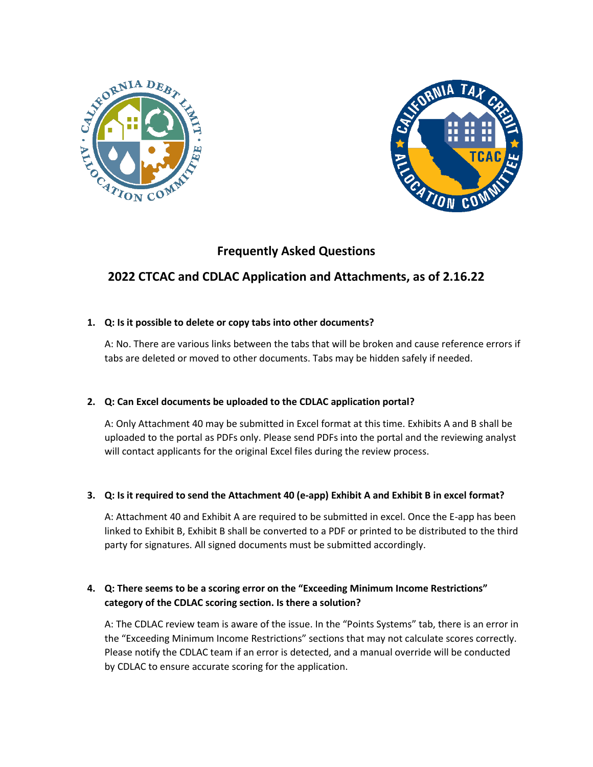# Frequently Asked Questions

## 2022 CTCAC and CDLAC Application and Attachments, as of 2.16.22

1. **Q: Is it possible to delete or copy tabs into other documents?**

   A: No. There are various links between the tabs that will be broken and cause reference errors if tabs are deleted or moved to other documents. Tabs may be hidden safely if needed.

2. **Q: Can Excel documents be uploaded to the CDLAC application portal?**

   A: Only Attachment 40 may be submitted in Excel format at this time. Exhibits A and B shall be uploaded to the portal as PDFs only. Please send PDFs into the portal and the reviewing analyst will contact applicants for the original Excel files during the review process.

3. **Q: Is it required to send the Attachment 40 (e-app) Exhibit A and Exhibit B in excel format?**

   A: Attachment 40 and Exhibit A are required to be submitted in excel. Once the E-app has been linked to Exhibit B, Exhibit B shall be converted to a PDF or printed to be distributed to the third party for signatures. All signed documents must be submitted accordingly.

4. **Q: There seems to be a scoring error on the "Exceeding Minimum Income Restrictions" category of the CDLAC scoring section. Is there a solution?**

   A: The CDLAC review team is aware of the issue. In the "Points Systems" tab, there is an error in the "Exceeding Minimum Income Restrictions" sections that may not calculate scores correctly. Please notify the CDLAC team if an error is detected, and a manual override will be conducted by CDLAC to ensure accurate scoring for the application.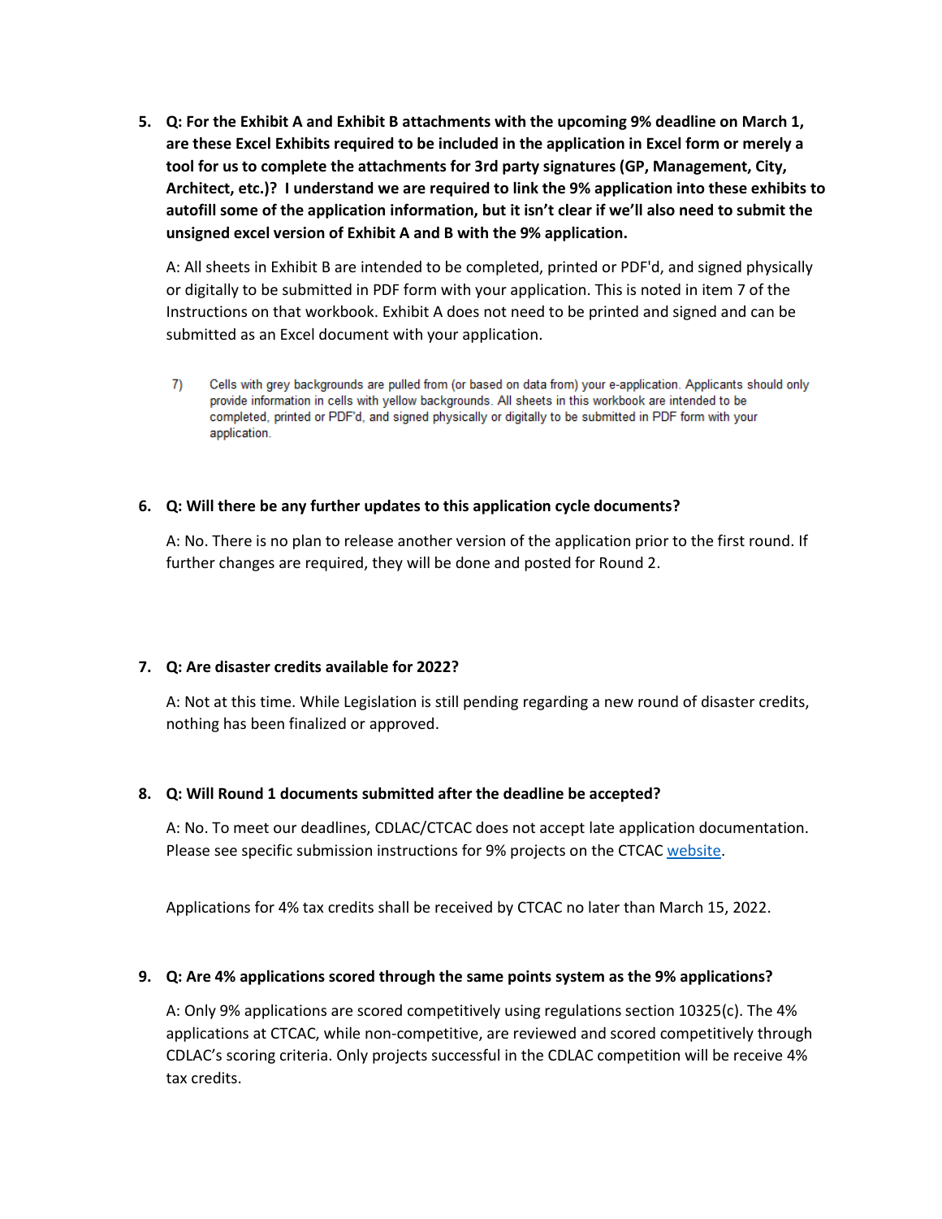5. **Q: For the Exhibit A and Exhibit B attachments with the upcoming 9% deadline on March 1, are these Excel Exhibits required to be included in the application in Excel form or merely a tool for us to complete the attachments for 3rd party signatures (GP, Management, City, Architect, etc.)? I understand we are required to link the 9% application into these exhibits to autofill some of the application information, but it isn't clear if we'll also need to submit the unsigned excel version of Exhibit A and B with the 9% application.**

   A: All sheets in Exhibit B are intended to be completed, printed or PDF'd, and signed physically or digitally to be submitted in PDF form with your application. This is noted in item 7 of the Instructions on that workbook. Exhibit A does not need to be printed and signed and can be submitted as an Excel document with your application.

   7) Cells with grey backgrounds are pulled from (or based on data from) your e-application. Applicants should only provide information in cells with yellow backgrounds. All sheets in this workbook are intended to be completed, printed or PDF'd, and signed physically or digitally to be submitted in PDF form with your application.

6. **Q: Will there be any further updates to this application cycle documents?**

   A: No. There is no plan to release another version of the application prior to the first round. If further changes are required, they will be done and posted for Round 2.

7. **Q: Are disaster credits available for 2022?**

   A: Not at this time. While Legislation is still pending regarding a new round of disaster credits, nothing has been finalized or approved.

8. **Q: Will Round 1 documents submitted after the deadline be accepted?**

   A: No. To meet our deadlines, CDLAC/CTCAC does not accept late application documentation. Please see specific submission instructions for 9% projects on the CTCAC website.

   Applications for 4% tax credits shall be received by CTCAC no later than March 15, 2022.

9. **Q: Are 4% applications scored through the same points system as the 9% applications?**

   A: Only 9% applications are scored competitively using regulations section 10325(c). The 4% applications at CTCAC, while non-competitive, are reviewed and scored competitively through CDLAC's scoring criteria. Only projects successful in the CDLAC competition will be receive 4% tax credits.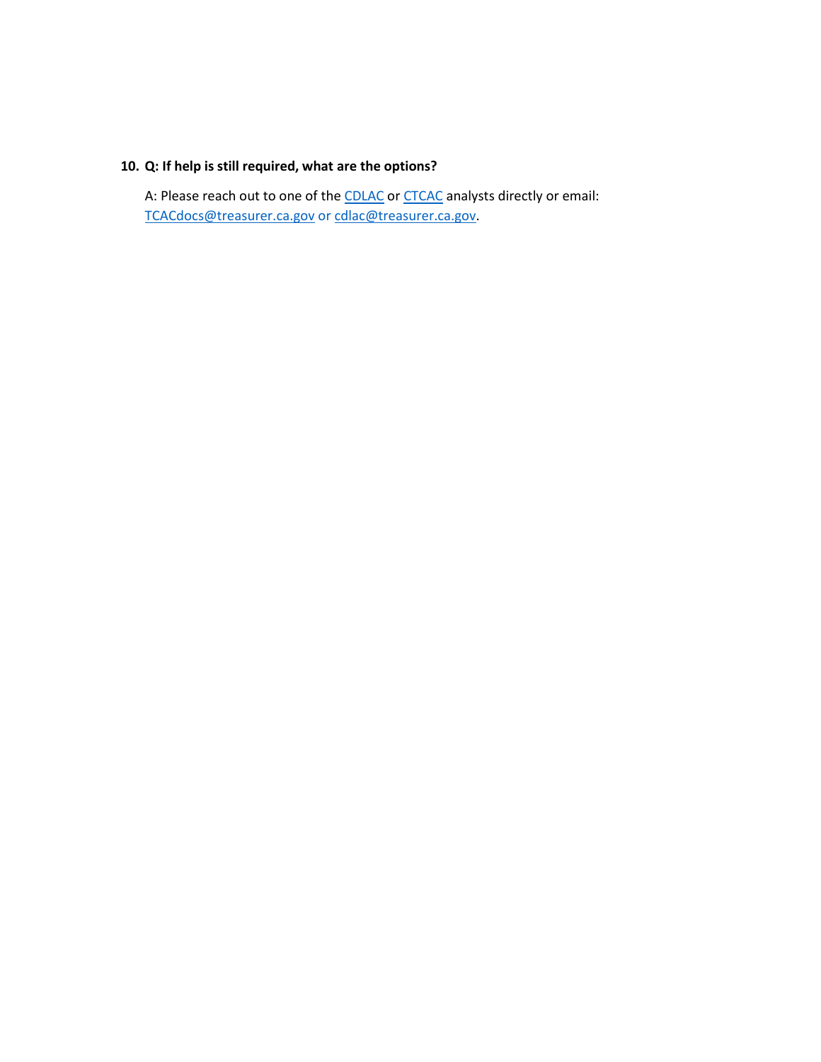10. **Q: If help is still required, what are the options?**

    A: Please reach out to one of the CDLAC or CTCAC analysts directly or email: TCACdocs@treasurer.ca.gov or cdlac@treasurer.ca.gov.